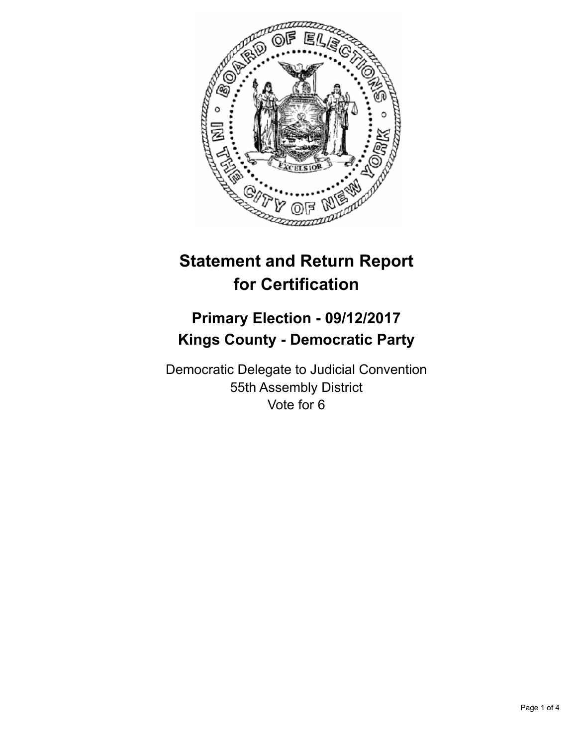# Statement and Return Report for Certification

## Primary Election - 09/12/2017
## Kings County - Democratic Party

Democratic Delegate to Judicial Convention
55th Assembly District
Vote for 6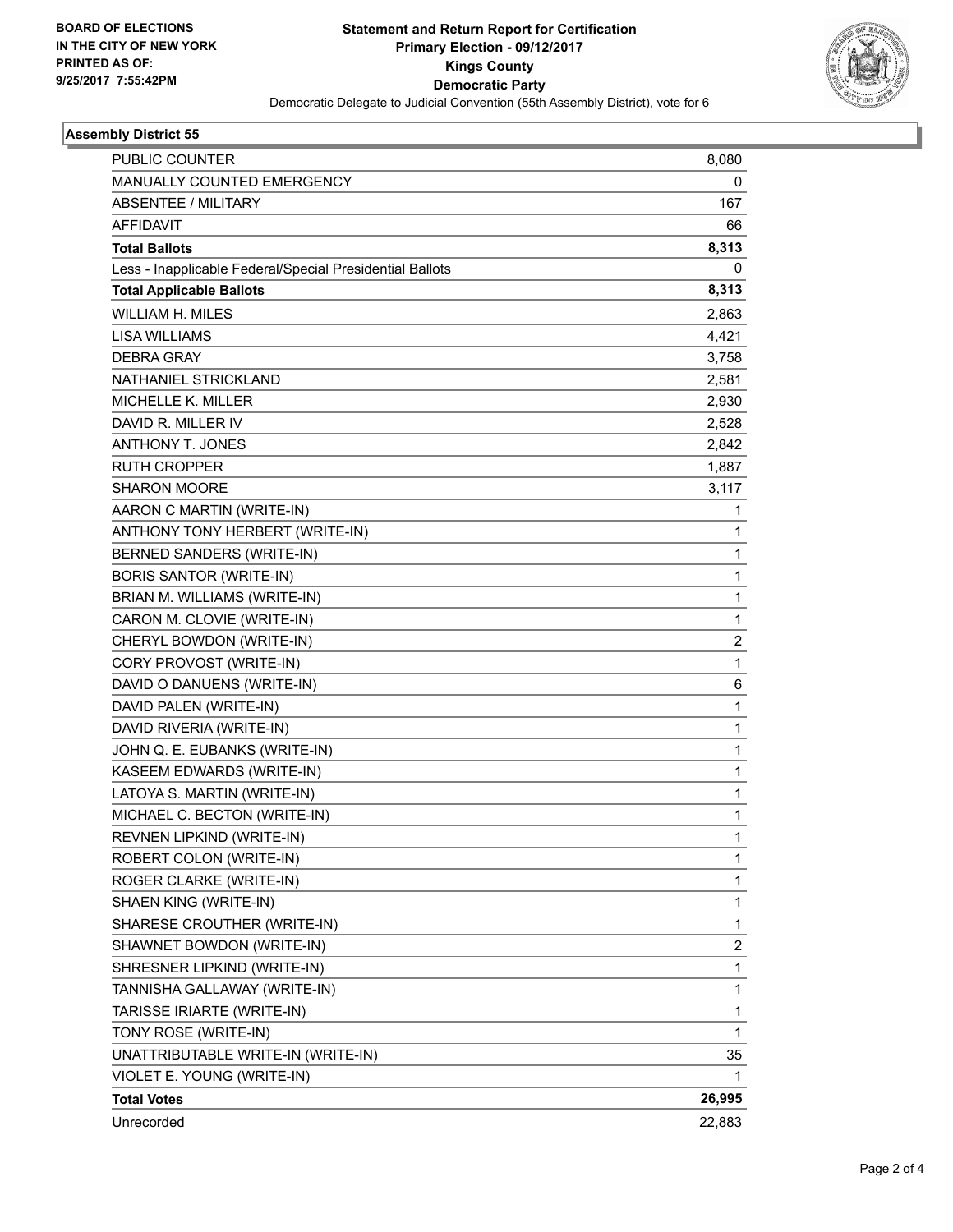**BOARD OF ELECTIONS IN THE CITY OF NEW YORK PRINTED AS OF: 9/25/2017 7:55:42PM**

# Statement and Return Report for Certification
## Primary Election - 09/12/2017
## Kings County
## Democratic Party
Democratic Delegate to Judicial Convention (55th Assembly District), vote for 6

### Assembly District 55

| | |
|---|---|
| PUBLIC COUNTER | 8,080 |
| MANUALLY COUNTED EMERGENCY | 0 |
| ABSENTEE / MILITARY | 167 |
| AFFIDAVIT | 66 |
| **Total Ballots** | **8,313** |
| Less - Inapplicable Federal/Special Presidential Ballots | 0 |
| **Total Applicable Ballots** | **8,313** |
| WILLIAM H. MILES | 2,863 |
| LISA WILLIAMS | 4,421 |
| DEBRA GRAY | 3,758 |
| NATHANIEL STRICKLAND | 2,581 |
| MICHELLE K. MILLER | 2,930 |
| DAVID R. MILLER IV | 2,528 |
| ANTHONY T. JONES | 2,842 |
| RUTH CROPPER | 1,887 |
| SHARON MOORE | 3,117 |
| AARON C MARTIN (WRITE-IN) | 1 |
| ANTHONY TONY HERBERT (WRITE-IN) | 1 |
| BERNED SANDERS (WRITE-IN) | 1 |
| BORIS SANTOR (WRITE-IN) | 1 |
| BRIAN M. WILLIAMS (WRITE-IN) | 1 |
| CARON M. CLOVIE (WRITE-IN) | 1 |
| CHERYL BOWDON (WRITE-IN) | 2 |
| CORY PROVOST (WRITE-IN) | 1 |
| DAVID O DANUENS (WRITE-IN) | 6 |
| DAVID PALEN (WRITE-IN) | 1 |
| DAVID RIVERIA (WRITE-IN) | 1 |
| JOHN Q. E. EUBANKS (WRITE-IN) | 1 |
| KASEEM EDWARDS (WRITE-IN) | 1 |
| LATOYA S. MARTIN (WRITE-IN) | 1 |
| MICHAEL C. BECTON (WRITE-IN) | 1 |
| REVNEN LIPKIND (WRITE-IN) | 1 |
| ROBERT COLON (WRITE-IN) | 1 |
| ROGER CLARKE (WRITE-IN) | 1 |
| SHAEN KING (WRITE-IN) | 1 |
| SHARESE CROUTHER (WRITE-IN) | 1 |
| SHAWNET BOWDON (WRITE-IN) | 2 |
| SHRESNER LIPKIND (WRITE-IN) | 1 |
| TANNISHA GALLAWAY (WRITE-IN) | 1 |
| TARISSE IRIARTE (WRITE-IN) | 1 |
| TONY ROSE (WRITE-IN) | 1 |
| UNATTRIBUTABLE WRITE-IN (WRITE-IN) | 35 |
| VIOLET E. YOUNG (WRITE-IN) | 1 |
| **Total Votes** | **26,995** |
| Unrecorded | 22,883 |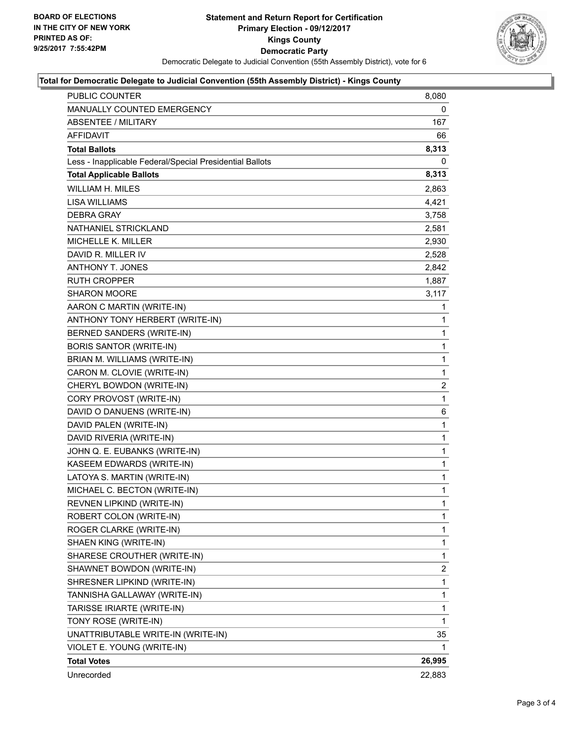**BOARD OF ELECTIONS**
**IN THE CITY OF NEW YORK**
**PRINTED AS OF:**
**9/25/2017 7:55:42PM**

# Statement and Return Report for Certification
## Primary Election - 09/12/2017
## Kings County
## Democratic Party

Democratic Delegate to Judicial Convention (55th Assembly District), vote for 6

### Total for Democratic Delegate to Judicial Convention (55th Assembly District) - Kings County

| | |
|---|---|
| PUBLIC COUNTER | 8,080 |
| MANUALLY COUNTED EMERGENCY | 0 |
| ABSENTEE / MILITARY | 167 |
| AFFIDAVIT | 66 |
| **Total Ballots** | **8,313** |
| Less - Inapplicable Federal/Special Presidential Ballots | 0 |
| **Total Applicable Ballots** | **8,313** |
| WILLIAM H. MILES | 2,863 |
| LISA WILLIAMS | 4,421 |
| DEBRA GRAY | 3,758 |
| NATHANIEL STRICKLAND | 2,581 |
| MICHELLE K. MILLER | 2,930 |
| DAVID R. MILLER IV | 2,528 |
| ANTHONY T. JONES | 2,842 |
| RUTH CROPPER | 1,887 |
| SHARON MOORE | 3,117 |
| AARON C MARTIN (WRITE-IN) | 1 |
| ANTHONY TONY HERBERT (WRITE-IN) | 1 |
| BERNED SANDERS (WRITE-IN) | 1 |
| BORIS SANTOR (WRITE-IN) | 1 |
| BRIAN M. WILLIAMS (WRITE-IN) | 1 |
| CARON M. CLOVIE (WRITE-IN) | 1 |
| CHERYL BOWDON (WRITE-IN) | 2 |
| CORY PROVOST (WRITE-IN) | 1 |
| DAVID O DANUENS (WRITE-IN) | 6 |
| DAVID PALEN (WRITE-IN) | 1 |
| DAVID RIVERIA (WRITE-IN) | 1 |
| JOHN Q. E. EUBANKS (WRITE-IN) | 1 |
| KASEEM EDWARDS (WRITE-IN) | 1 |
| LATOYA S. MARTIN (WRITE-IN) | 1 |
| MICHAEL C. BECTON (WRITE-IN) | 1 |
| REVNEN LIPKIND (WRITE-IN) | 1 |
| ROBERT COLON (WRITE-IN) | 1 |
| ROGER CLARKE (WRITE-IN) | 1 |
| SHAEN KING (WRITE-IN) | 1 |
| SHARESE CROUTHER (WRITE-IN) | 1 |
| SHAWNET BOWDON (WRITE-IN) | 2 |
| SHRESNER LIPKIND (WRITE-IN) | 1 |
| TANNISHA GALLAWAY (WRITE-IN) | 1 |
| TARISSE IRIARTE (WRITE-IN) | 1 |
| TONY ROSE (WRITE-IN) | 1 |
| UNATTRIBUTABLE WRITE-IN (WRITE-IN) | 35 |
| VIOLET E. YOUNG (WRITE-IN) | 1 |
| **Total Votes** | **26,995** |
| Unrecorded | 22,883 |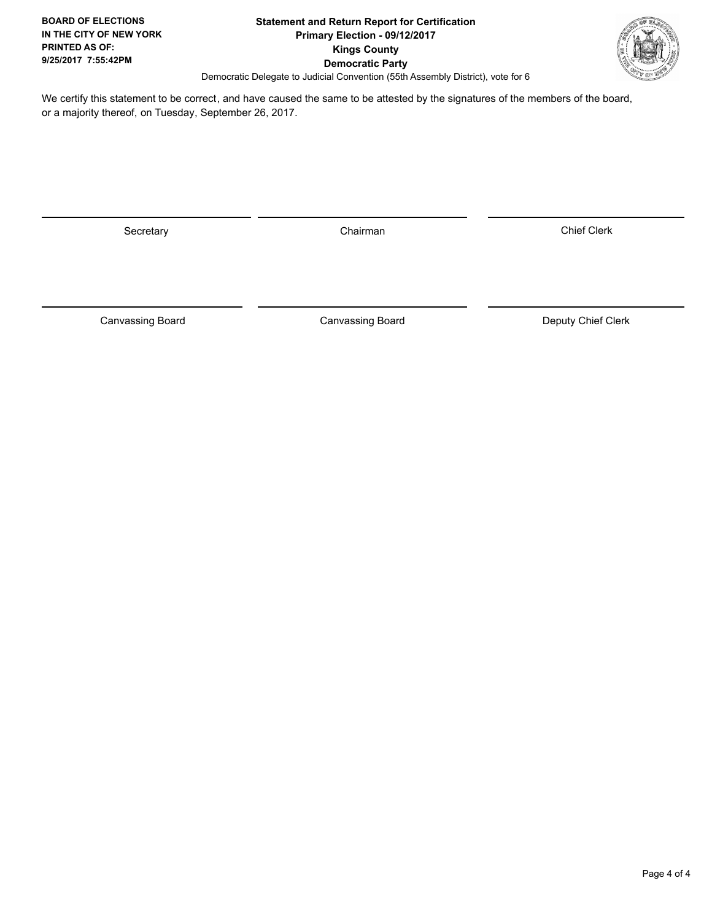**BOARD OF ELECTIONS**
**IN THE CITY OF NEW YORK**
**PRINTED AS OF:**
**9/25/2017 7:55:42PM**

**Statement and Return Report for Certification**
**Primary Election - 09/12/2017**
**Kings County**
**Democratic Party**
Democratic Delegate to Judicial Convention (55th Assembly District), vote for 6

We certify this statement to be correct, and have caused the same to be attested by the signatures of the members of the board, or a majority thereof, on Tuesday, September 26, 2017.

| | | |
|---|---|---|
| Secretary | Chairman | Chief Clerk |
| Canvassing Board | Canvassing Board | Deputy Chief Clerk |